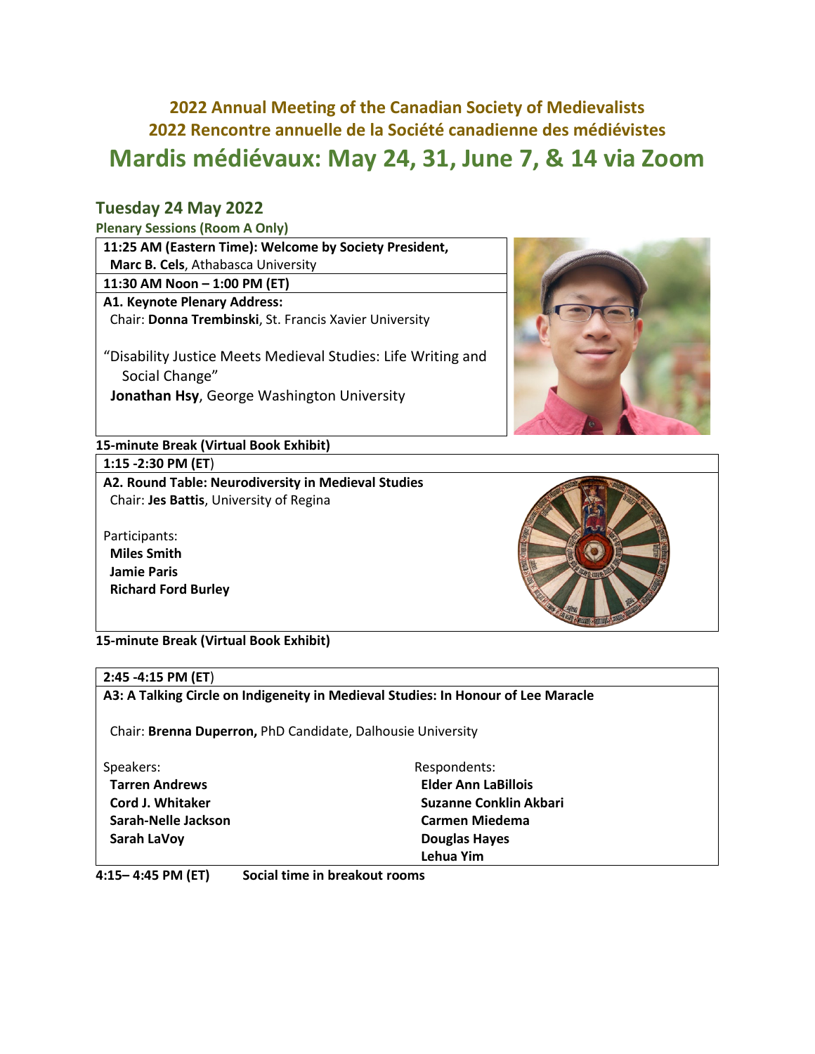# 2022 Annual Meeting of the Canadian Society of Medievalists

# 2022 Rencontre annuelle de la Société canadienne des médiévistes

# Mardis médiévaux: May 24, 31, June 7, & 14 via Zoom

## Tuesday 24 May 2022

**Plenary Sessions (Room A Only)**

**11:25 AM (Eastern Time): Welcome by Society President, Marc B. Cels**, Athabasca University

**11:30 AM Noon – 1:00 PM (ET)**

**A1. Keynote Plenary Address:**
Chair: **Donna Trembinski**, St. Francis Xavier University

"Disability Justice Meets Medieval Studies: Life Writing and Social Change"
**Jonathan Hsy**, George Washington University

**15-minute Break (Virtual Book Exhibit)**

**1:15 -2:30 PM (ET)**

**A2. Round Table: Neurodiversity in Medieval Studies**
Chair: **Jes Battis**, University of Regina

Participants:
**Miles Smith**
**Jamie Paris**
**Richard Ford Burley**

**15-minute Break (Virtual Book Exhibit)**

**2:45 -4:15 PM (ET)**

**A3: A Talking Circle on Indigeneity in Medieval Studies: In Honour of Lee Maracle**

Chair: **Brenna Duperron,** PhD Candidate, Dalhousie University

Speakers:
**Tarren Andrews**
**Cord J. Whitaker**
**Sarah-Nelle Jackson**
**Sarah LaVoy**

Respondents:
**Elder Ann LaBillois**
**Suzanne Conklin Akbari**
**Carmen Miedema**
**Douglas Hayes**
**Lehua Yim**

**4:15– 4:45 PM (ET)** **Social time in breakout rooms**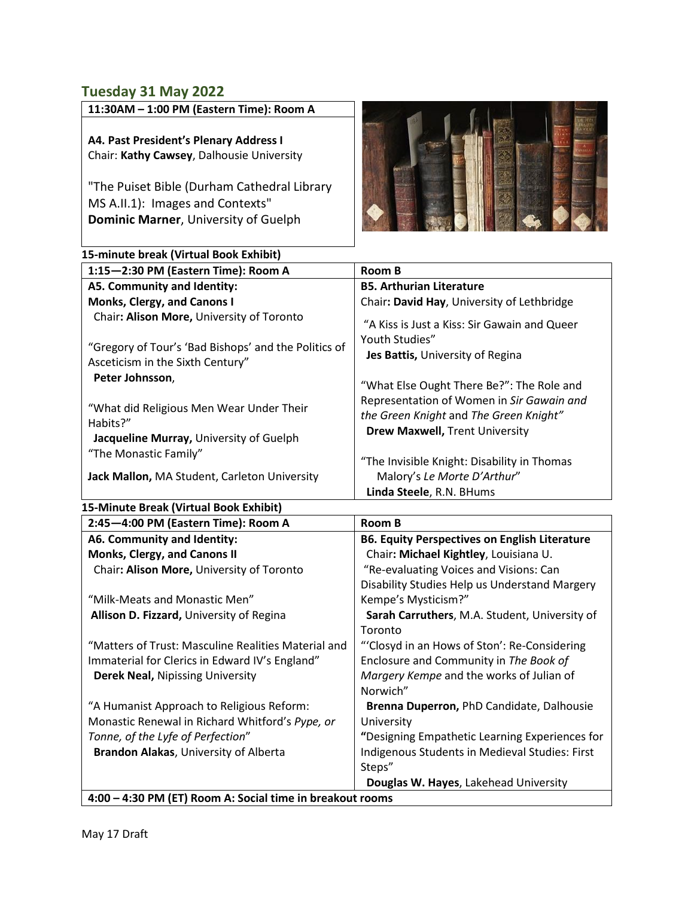## Tuesday 31 May 2022

**11:30AM – 1:00 PM (Eastern Time): Room A**

**A4. Past President's Plenary Address I**
Chair: **Kathy Cawsey**, Dalhousie University

"The Puiset Bible (Durham Cathedral Library MS A.II.1): Images and Contexts"
**Dominic Marner**, University of Guelph

**15-minute break (Virtual Book Exhibit)**

| 1:15—2:30 PM (Eastern Time): Room A | Room B |
|---|---|
| **A5. Community and Identity: Monks, Clergy, and Canons I**<br>Chair**: Alison More,** University of Toronto<br><br>"Gregory of Tour's 'Bad Bishops' and the Politics of Asceticism in the Sixth Century"<br>**Peter Johnsson**,<br><br>"What did Religious Men Wear Under Their Habits?"<br>**Jacqueline Murray,** University of Guelph<br>"The Monastic Family"<br>**Jack Mallon,** MA Student, Carleton University | **B5. Arthurian Literature**<br>Chair**: David Hay**, University of Lethbridge<br><br>"A Kiss is Just a Kiss: Sir Gawain and Queer Youth Studies"<br>**Jes Battis,** University of Regina<br><br>"What Else Ought There Be?": The Role and Representation of Women in *Sir Gawain and the Green Knight* and *The Green Knight"*<br>**Drew Maxwell,** Trent University<br><br>"The Invisible Knight: Disability in Thomas Malory's *Le Morte D'Arthur*"<br>**Linda Steele**, R.N. BHums |

**15-Minute Break (Virtual Book Exhibit)**

| 2:45—4:00 PM (Eastern Time): Room A | Room B |
|---|---|
| **A6. Community and Identity: Monks, Clergy, and Canons II**<br>Chair**: Alison More,** University of Toronto<br><br>"Milk-Meats and Monastic Men"<br>**Allison D. Fizzard,** University of Regina<br><br>"Matters of Trust: Masculine Realities Material and Immaterial for Clerics in Edward IV's England"<br>**Derek Neal,** Nipissing University<br><br>"A Humanist Approach to Religious Reform: Monastic Renewal in Richard Whitford's *Pype, or Tonne, of the Lyfe of Perfection*"<br>**Brandon Alakas**, University of Alberta | **B6. Equity Perspectives on English Literature**<br>Chair**: Michael Kightley**, Louisiana U.<br>"Re-evaluating Voices and Visions: Can Disability Studies Help us Understand Margery Kempe's Mysticism?"<br>**Sarah Carruthers**, M.A. Student, University of Toronto<br>"'Closyd in an Hows of Ston': Re-Considering Enclosure and Community in *The Book of Margery Kempe* and the works of Julian of Norwich"<br>**Brenna Duperron,** PhD Candidate, Dalhousie University<br>**"**Designing Empathetic Learning Experiences for Indigenous Students in Medieval Studies: First Steps"<br>**Douglas W. Hayes**, Lakehead University |

**4:00 – 4:30 PM (ET) Room A: Social time in breakout rooms**

May 17 Draft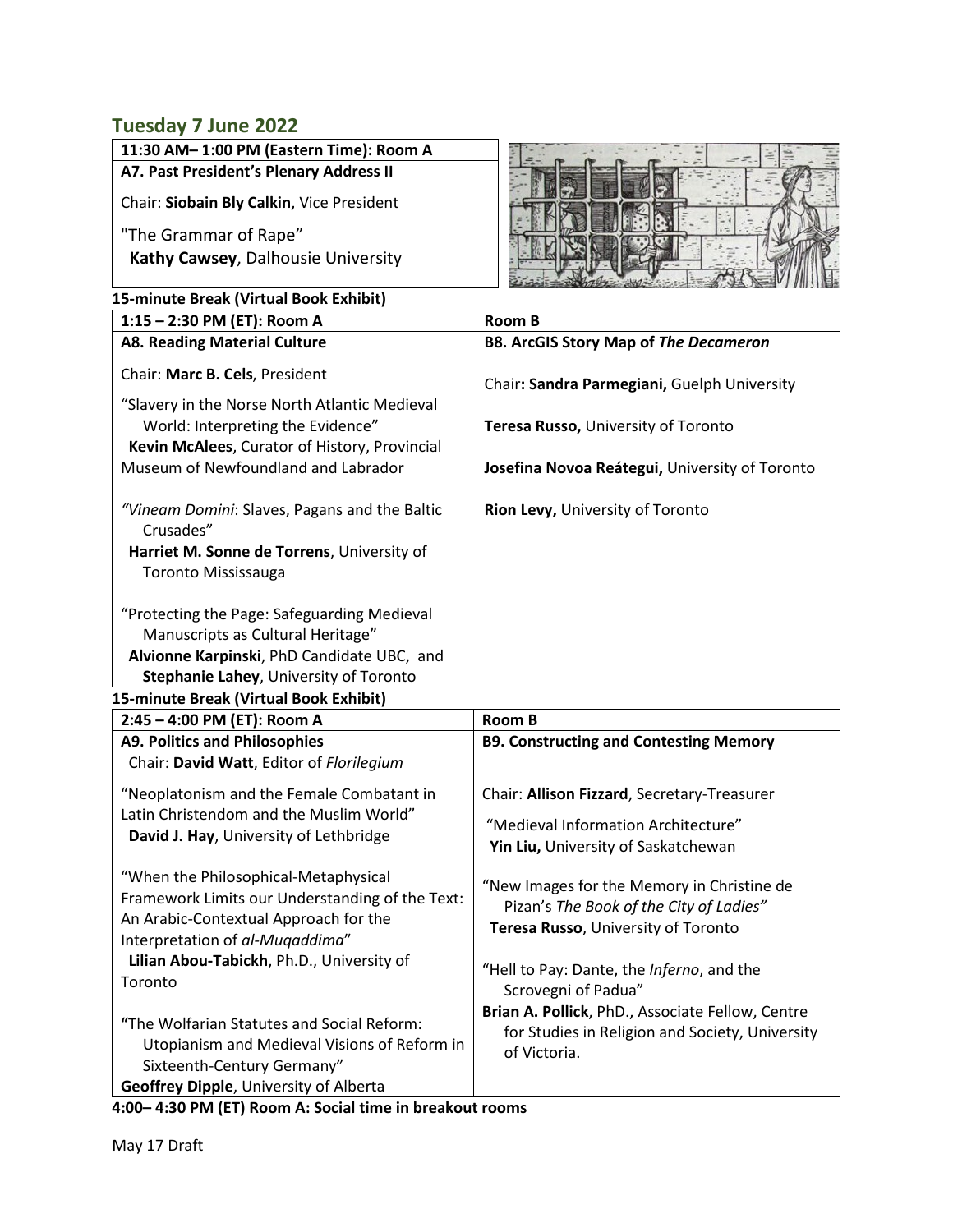## Tuesday 7 June 2022

**11:30 AM– 1:00 PM (Eastern Time): Room A**

**A7. Past President's Plenary Address II**

Chair: **Siobain Bly Calkin**, Vice President

"The Grammar of Rape"
**Kathy Cawsey**, Dalhousie University

**15-minute Break (Virtual Book Exhibit)**

| 1:15 – 2:30 PM (ET): Room A | Room B |
| --- | --- |
| **A8. Reading Material Culture**<br><br>Chair: **Marc B. Cels**, President<br><br>"Slavery in the Norse North Atlantic Medieval World: Interpreting the Evidence"<br>**Kevin McAlees**, Curator of History, Provincial Museum of Newfoundland and Labrador<br><br>*"Vineam Domini*: Slaves, Pagans and the Baltic Crusades"<br>**Harriet M. Sonne de Torrens**, University of Toronto Mississauga<br><br>"Protecting the Page: Safeguarding Medieval Manuscripts as Cultural Heritage"<br>**Alvionne Karpinski**, PhD Candidate UBC, and **Stephanie Lahey**, University of Toronto | **B8. ArcGIS Story Map of *The Decameron***<br><br>Chair**: Sandra Parmegiani,** Guelph University<br><br>**Teresa Russo,** University of Toronto<br><br>**Josefina Novoa Reátegui,** University of Toronto<br><br>**Rion Levy,** University of Toronto |

**15-minute Break (Virtual Book Exhibit)**

| 2:45 – 4:00 PM (ET): Room A | Room B |
| --- | --- |
| **A9. Politics and Philosophies**<br>Chair: **David Watt**, Editor of *Florilegium*<br><br>"Neoplatonism and the Female Combatant in Latin Christendom and the Muslim World"<br>**David J. Hay**, University of Lethbridge<br><br>"When the Philosophical-Metaphysical Framework Limits our Understanding of the Text: An Arabic-Contextual Approach for the Interpretation of *al-Muqaddima*"<br>**Lilian Abou-Tabickh**, Ph.D., University of Toronto<br><br>**"**The Wolfarian Statutes and Social Reform: Utopianism and Medieval Visions of Reform in Sixteenth-Century Germany"<br>**Geoffrey Dipple**, University of Alberta | **B9. Constructing and Contesting Memory**<br><br>Chair: **Allison Fizzard**, Secretary-Treasurer<br><br>"Medieval Information Architecture"<br>**Yin Liu,** University of Saskatchewan<br><br>"New Images for the Memory in Christine de Pizan's *The Book of the City of Ladies"*<br>**Teresa Russo**, University of Toronto<br><br>"Hell to Pay: Dante, the *Inferno*, and the Scrovegni of Padua"<br>**Brian A. Pollick**, PhD., Associate Fellow, Centre for Studies in Religion and Society, University of Victoria. |

**4:00– 4:30 PM (ET) Room A: Social time in breakout rooms**

May 17 Draft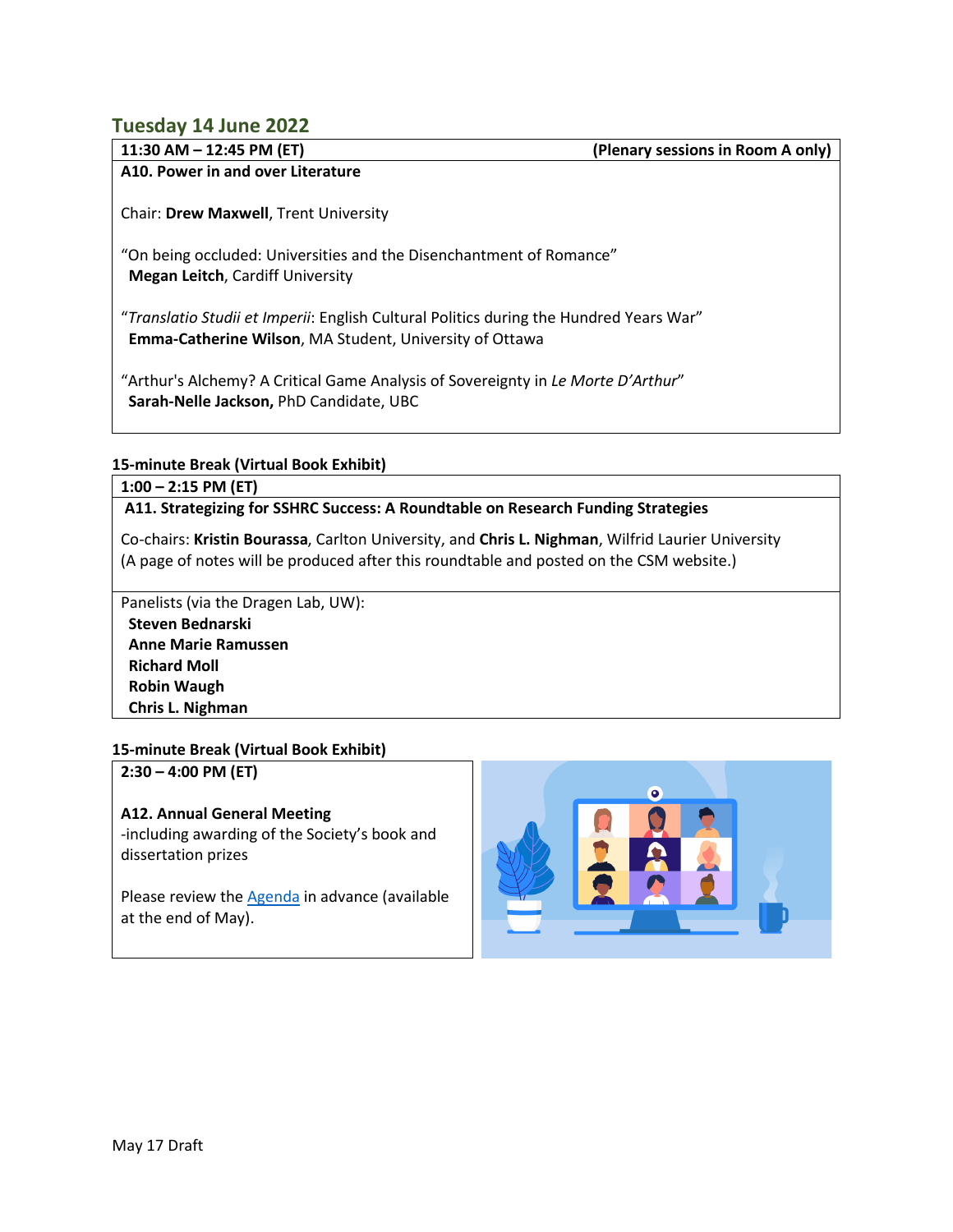## Tuesday 14 June 2022

**11:30 AM – 12:45 PM (ET)** **(Plenary sessions in Room A only)**

**A10. Power in and over Literature**

Chair: **Drew Maxwell**, Trent University

"On being occluded: Universities and the Disenchantment of Romance"
**Megan Leitch**, Cardiff University

"*Translatio Studii et Imperii*: English Cultural Politics during the Hundred Years War"
**Emma-Catherine Wilson**, MA Student, University of Ottawa

"Arthur's Alchemy? A Critical Game Analysis of Sovereignty in *Le Morte D'Arthur*"
**Sarah-Nelle Jackson,** PhD Candidate, UBC

**15-minute Break (Virtual Book Exhibit)**

**1:00 – 2:15 PM (ET)**

**A11. Strategizing for SSHRC Success: A Roundtable on Research Funding Strategies**

Co-chairs: **Kristin Bourassa**, Carlton University, and **Chris L. Nighman**, Wilfrid Laurier University
(A page of notes will be produced after this roundtable and posted on the CSM website.)

Panelists (via the Dragen Lab, UW):
**Steven Bednarski**
**Anne Marie Ramussen**
**Richard Moll**
**Robin Waugh**
**Chris L. Nighman**

**15-minute Break (Virtual Book Exhibit)**

**2:30 – 4:00 PM (ET)**

**A12. Annual General Meeting**
-including awarding of the Society's book and dissertation prizes

Please review the Agenda in advance (available at the end of May).

May 17 Draft